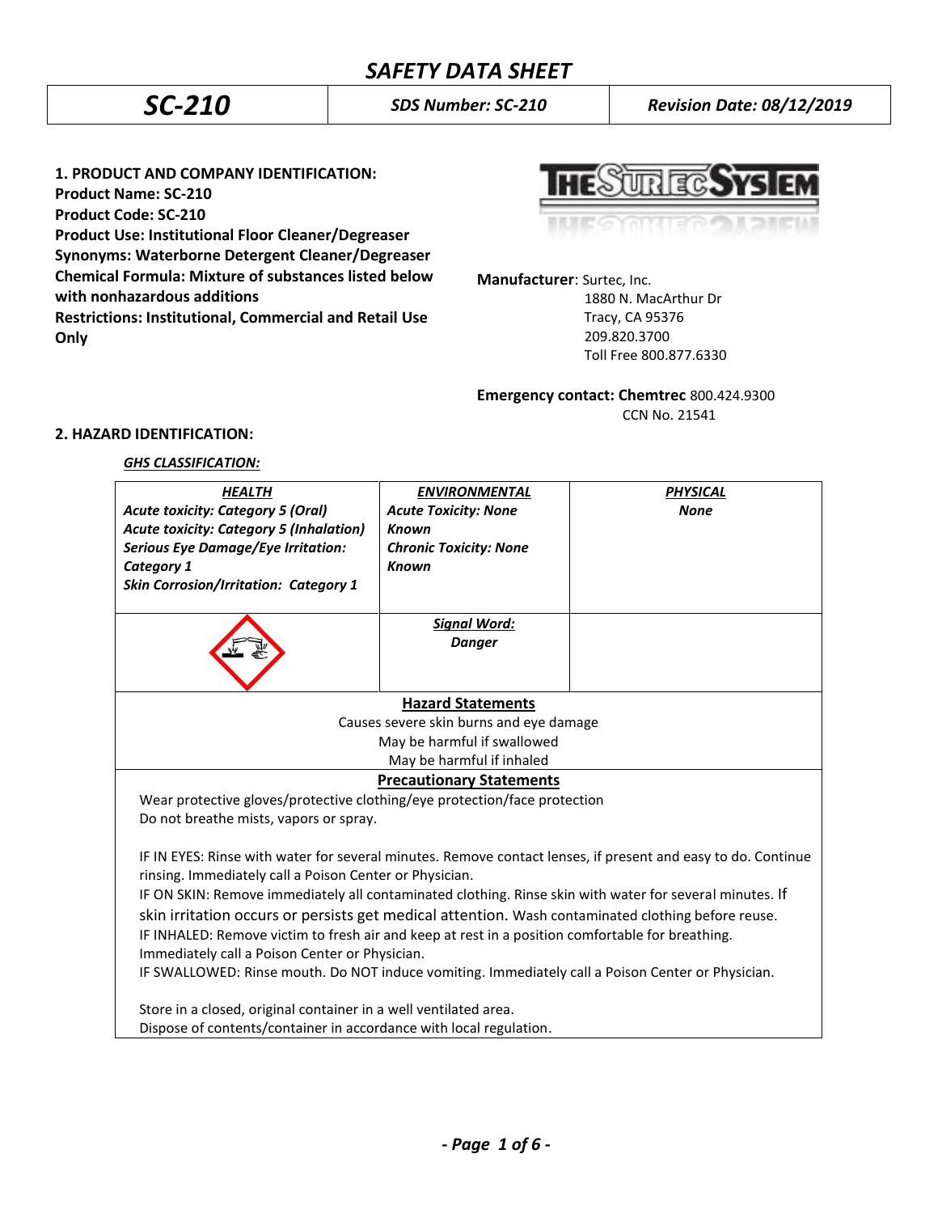# SAFETY DATA SHEET

| SC-210 | SDS Number: SC-210 | Revision Date: 08/12/2019 |
|---|---|---|

**1. PRODUCT AND COMPANY IDENTIFICATION:**
**Product Name: SC-210**
**Product Code: SC-210**
**Product Use: Institutional Floor Cleaner/Degreaser**
**Synonyms: Waterborne Detergent Cleaner/Degreaser**
**Chemical Formula: Mixture of substances listed below with nonhazardous additions**
**Restrictions: Institutional, Commercial and Retail Use Only**

**Manufacturer**: Surtec, Inc.
1880 N. MacArthur Dr
Tracy, CA 95376
209.820.3700
Toll Free 800.877.6330

**Emergency contact: Chemtrec** 800.424.9300
CCN No. 21541

**2. HAZARD IDENTIFICATION:**

***GHS CLASSIFICATION:***

| ***HEALTH*** | ***ENVIRONMENTAL*** | ***PHYSICAL*** |
|---|---|---|
| ***Acute toxicity: Category 5 (Oral)*** <br> ***Acute toxicity: Category 5 (Inhalation)*** <br> ***Serious Eye Damage/Eye Irritation: Category 1*** <br> ***Skin Corrosion/Irritation: Category 1*** | ***Acute Toxicity: None Known*** <br> ***Chronic Toxicity: None Known*** | ***None*** |
| | ***Signal Word:*** <br> ***Danger*** | |

**Hazard Statements**

Causes severe skin burns and eye damage
May be harmful if swallowed
May be harmful if inhaled

**Precautionary Statements**

Wear protective gloves/protective clothing/eye protection/face protection
Do not breathe mists, vapors or spray.

IF IN EYES: Rinse with water for several minutes. Remove contact lenses, if present and easy to do. Continue rinsing. Immediately call a Poison Center or Physician.
IF ON SKIN: Remove immediately all contaminated clothing. Rinse skin with water for several minutes. If skin irritation occurs or persists get medical attention. Wash contaminated clothing before reuse.
IF INHALED: Remove victim to fresh air and keep at rest in a position comfortable for breathing. Immediately call a Poison Center or Physician.
IF SWALLOWED: Rinse mouth. Do NOT induce vomiting. Immediately call a Poison Center or Physician.

Store in a closed, original container in a well ventilated area.
Dispose of contents/container in accordance with local regulation.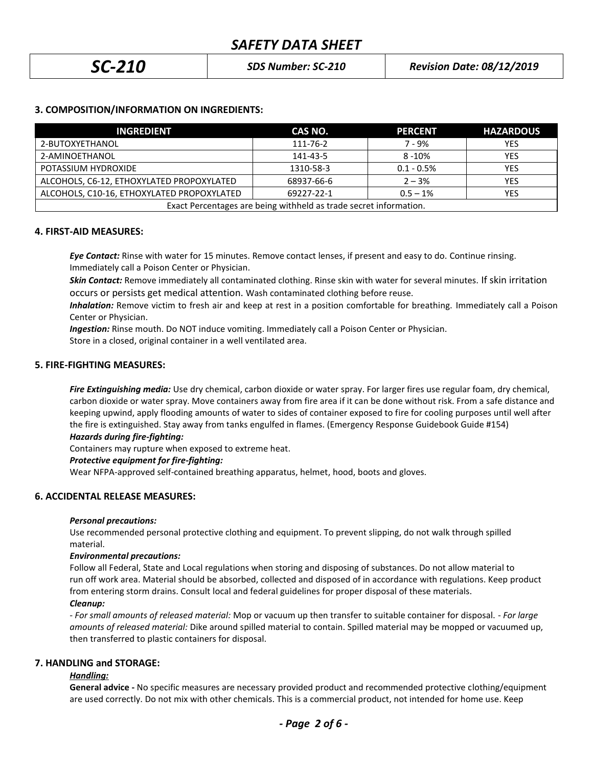## 3. COMPOSITION/INFORMATION ON INGREDIENTS:

| INGREDIENT | CAS NO. | PERCENT | HAZARDOUS |
|---|---|---|---|
| 2-BUTOXYETHANOL | 111-76-2 | 7 - 9% | YES |
| 2-AMINOETHANOL | 141-43-5 | 8 -10% | YES |
| POTASSIUM HYDROXIDE | 1310-58-3 | 0.1 - 0.5% | YES |
| ALCOHOLS, C6-12, ETHOXYLATED PROPOXYLATED | 68937-66-6 | 2 – 3% | YES |
| ALCOHOLS, C10-16, ETHOXYLATED PROPOXYLATED | 69227-22-1 | 0.5 – 1% | YES |
| Exact Percentages are being withheld as trade secret information. | | | |

## 4. FIRST-AID MEASURES:

***Eye Contact:*** Rinse with water for 15 minutes. Remove contact lenses, if present and easy to do. Continue rinsing. Immediately call a Poison Center or Physician.

***Skin Contact:*** Remove immediately all contaminated clothing. Rinse skin with water for several minutes. If skin irritation occurs or persists get medical attention. Wash contaminated clothing before reuse.

***Inhalation:*** Remove victim to fresh air and keep at rest in a position comfortable for breathing. Immediately call a Poison Center or Physician.

***Ingestion:*** Rinse mouth. Do NOT induce vomiting. Immediately call a Poison Center or Physician.

Store in a closed, original container in a well ventilated area.

## 5. FIRE-FIGHTING MEASURES:

***Fire Extinguishing media:*** Use dry chemical, carbon dioxide or water spray. For larger fires use regular foam, dry chemical, carbon dioxide or water spray. Move containers away from fire area if it can be done without risk. From a safe distance and keeping upwind, apply flooding amounts of water to sides of container exposed to fire for cooling purposes until well after the fire is extinguished. Stay away from tanks engulfed in flames. (Emergency Response Guidebook Guide #154)

***Hazards during fire-fighting:***

Containers may rupture when exposed to extreme heat.

***Protective equipment for fire-fighting:***

Wear NFPA-approved self-contained breathing apparatus, helmet, hood, boots and gloves.

## 6. ACCIDENTAL RELEASE MEASURES:

***Personal precautions:***

Use recommended personal protective clothing and equipment. To prevent slipping, do not walk through spilled material.

***Environmental precautions:***

Follow all Federal, State and Local regulations when storing and disposing of substances. Do not allow material to run off work area. Material should be absorbed, collected and disposed of in accordance with regulations. Keep product from entering storm drains. Consult local and federal guidelines for proper disposal of these materials.

***Cleanup:***

- *For small amounts of released material:* Mop or vacuum up then transfer to suitable container for disposal. - *For large amounts of released material:* Dike around spilled material to contain. Spilled material may be mopped or vacuumed up, then transferred to plastic containers for disposal.

## 7. HANDLING and STORAGE:

***Handling:***

**General advice -** No specific measures are necessary provided product and recommended protective clothing/equipment are used correctly. Do not mix with other chemicals. This is a commercial product, not intended for home use. Keep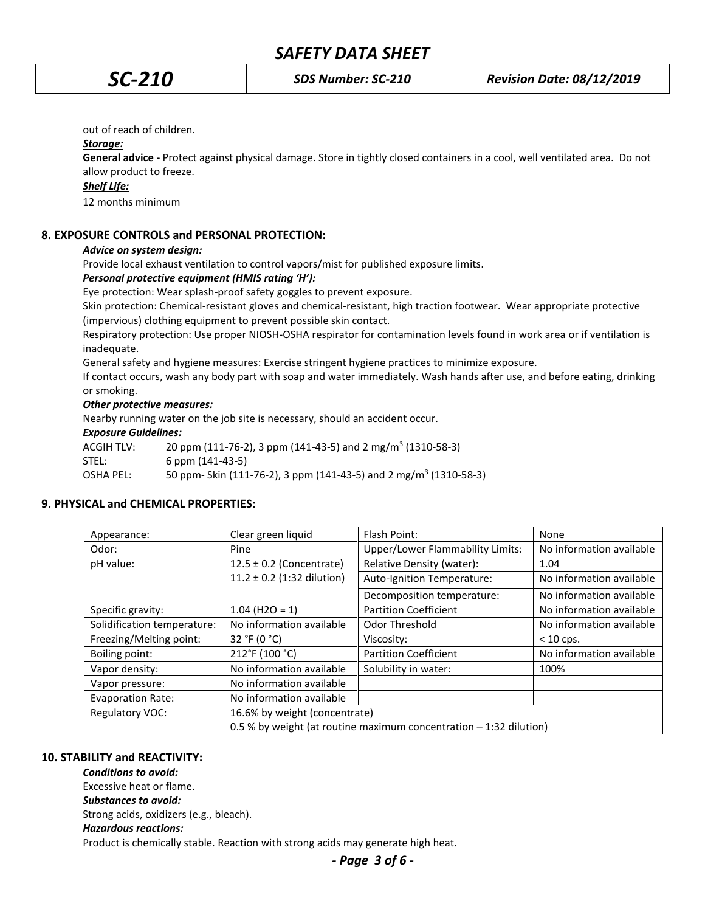out of reach of children.

***Storage:***

**General advice -** Protect against physical damage. Store in tightly closed containers in a cool, well ventilated area. Do not allow product to freeze.

***Shelf Life:***

12 months minimum

## 8. EXPOSURE CONTROLS and PERSONAL PROTECTION:

***Advice on system design:***

Provide local exhaust ventilation to control vapors/mist for published exposure limits.

***Personal protective equipment (HMIS rating 'H'):***

Eye protection: Wear splash-proof safety goggles to prevent exposure.

Skin protection: Chemical-resistant gloves and chemical-resistant, high traction footwear. Wear appropriate protective (impervious) clothing equipment to prevent possible skin contact.

Respiratory protection: Use proper NIOSH-OSHA respirator for contamination levels found in work area or if ventilation is inadequate.

General safety and hygiene measures: Exercise stringent hygiene practices to minimize exposure.

If contact occurs, wash any body part with soap and water immediately. Wash hands after use, and before eating, drinking or smoking.

***Other protective measures:***

Nearby running water on the job site is necessary, should an accident occur.

***Exposure Guidelines:***

ACGIH TLV: 20 ppm (111-76-2), 3 ppm (141-43-5) and 2 mg/m$^3$ (1310-58-3)

STEL: 6 ppm (141-43-5)

OSHA PEL: 50 ppm- Skin (111-76-2), 3 ppm (141-43-5) and 2 mg/m$^3$ (1310-58-3)

## 9. PHYSICAL and CHEMICAL PROPERTIES:

| Appearance: | Clear green liquid | Flash Point: | None |
|---|---|---|---|
| Odor: | Pine | Upper/Lower Flammability Limits: | No information available |
| pH value: | 12.5 ± 0.2 (Concentrate) 11.2 ± 0.2 (1:32 dilution) | Relative Density (water): | 1.04 |
| | | Auto-Ignition Temperature: | No information available |
| | | Decomposition temperature: | No information available |
| Specific gravity: | 1.04 ($H_2O$ = 1) | Partition Coefficient | No information available |
| Solidification temperature: | No information available | Odor Threshold | No information available |
| Freezing/Melting point: | 32 °F (0 °C) | Viscosity: | < 10 cps. |
| Boiling point: | 212°F (100 °C) | Partition Coefficient | No information available |
| Vapor density: | No information available | Solubility in water: | 100% |
| Vapor pressure: | No information available | | |
| Evaporation Rate: | No information available | | |
| Regulatory VOC: | 16.6% by weight (concentrate) 0.5 % by weight (at routine maximum concentration – 1:32 dilution) | | |

## 10. STABILITY and REACTIVITY:

***Conditions to avoid:***

Excessive heat or flame.

***Substances to avoid:***

Strong acids, oxidizers (e.g., bleach).

***Hazardous reactions:***

Product is chemically stable. Reaction with strong acids may generate high heat.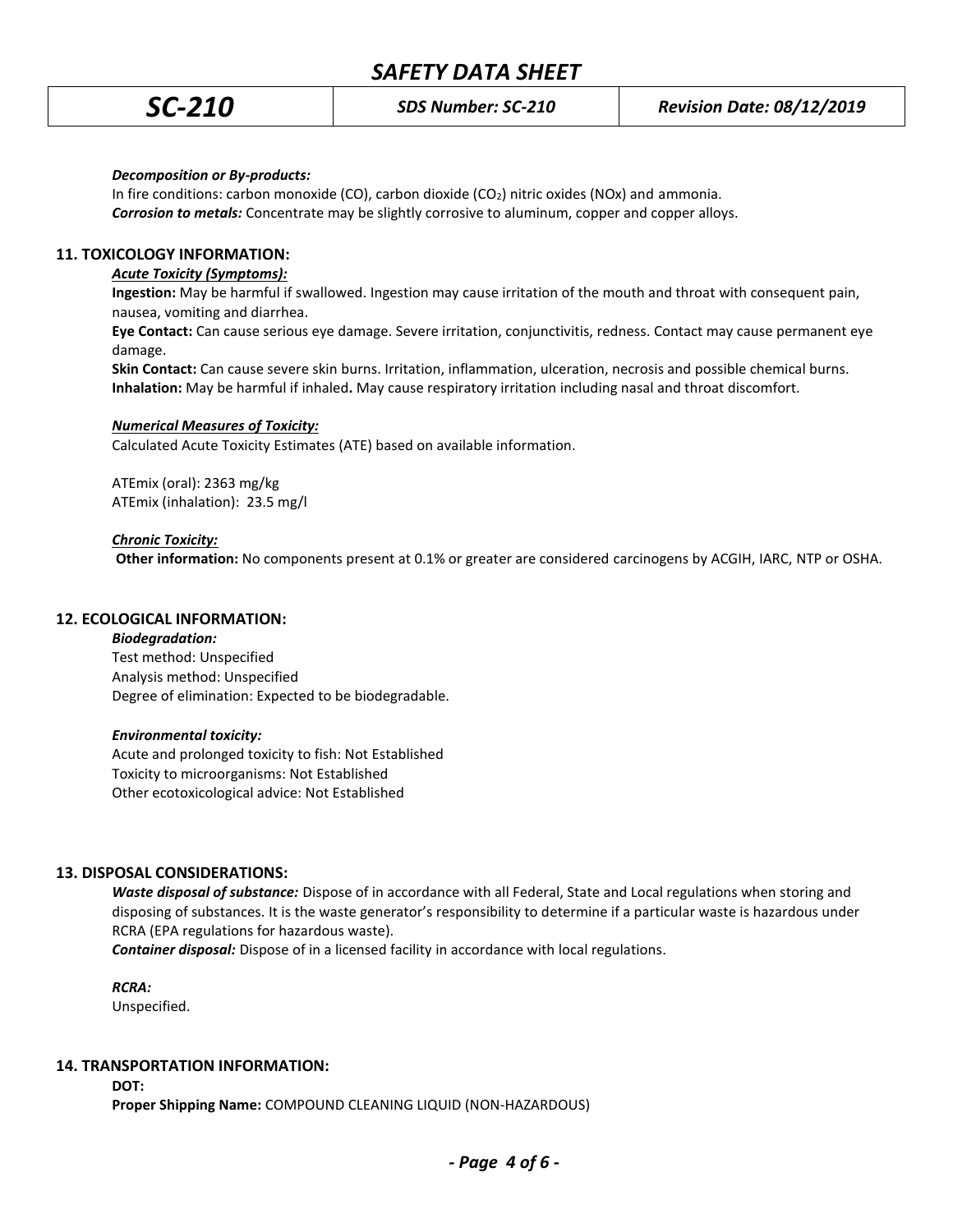***Decomposition or By-products:***

In fire conditions: carbon monoxide (CO), carbon dioxide ($CO_2$) nitric oxides (NOx) and ammonia.

***Corrosion to metals:*** Concentrate may be slightly corrosive to aluminum, copper and copper alloys.

## 11. TOXICOLOGY INFORMATION:

***Acute Toxicity (Symptoms):***

**Ingestion:** May be harmful if swallowed. Ingestion may cause irritation of the mouth and throat with consequent pain, nausea, vomiting and diarrhea.

**Eye Contact:** Can cause serious eye damage. Severe irritation, conjunctivitis, redness. Contact may cause permanent eye damage.

**Skin Contact:** Can cause severe skin burns. Irritation, inflammation, ulceration, necrosis and possible chemical burns.

**Inhalation:** May be harmful if inhaled**.** May cause respiratory irritation including nasal and throat discomfort.

***Numerical Measures of Toxicity:***

Calculated Acute Toxicity Estimates (ATE) based on available information.

ATEmix (oral): 2363 mg/kg
ATEmix (inhalation): 23.5 mg/l

***Chronic Toxicity:***

**Other information:** No components present at 0.1% or greater are considered carcinogens by ACGIH, IARC, NTP or OSHA.

## 12. ECOLOGICAL INFORMATION:

***Biodegradation:***

Test method: Unspecified
Analysis method: Unspecified
Degree of elimination: Expected to be biodegradable.

***Environmental toxicity:***

Acute and prolonged toxicity to fish: Not Established
Toxicity to microorganisms: Not Established
Other ecotoxicological advice: Not Established

## 13. DISPOSAL CONSIDERATIONS:

***Waste disposal of substance:*** Dispose of in accordance with all Federal, State and Local regulations when storing and disposing of substances. It is the waste generator's responsibility to determine if a particular waste is hazardous under RCRA (EPA regulations for hazardous waste).

***Container disposal:*** Dispose of in a licensed facility in accordance with local regulations.

***RCRA:***

Unspecified.

## 14. TRANSPORTATION INFORMATION:

**DOT:**

**Proper Shipping Name:** COMPOUND CLEANING LIQUID (NON-HAZARDOUS)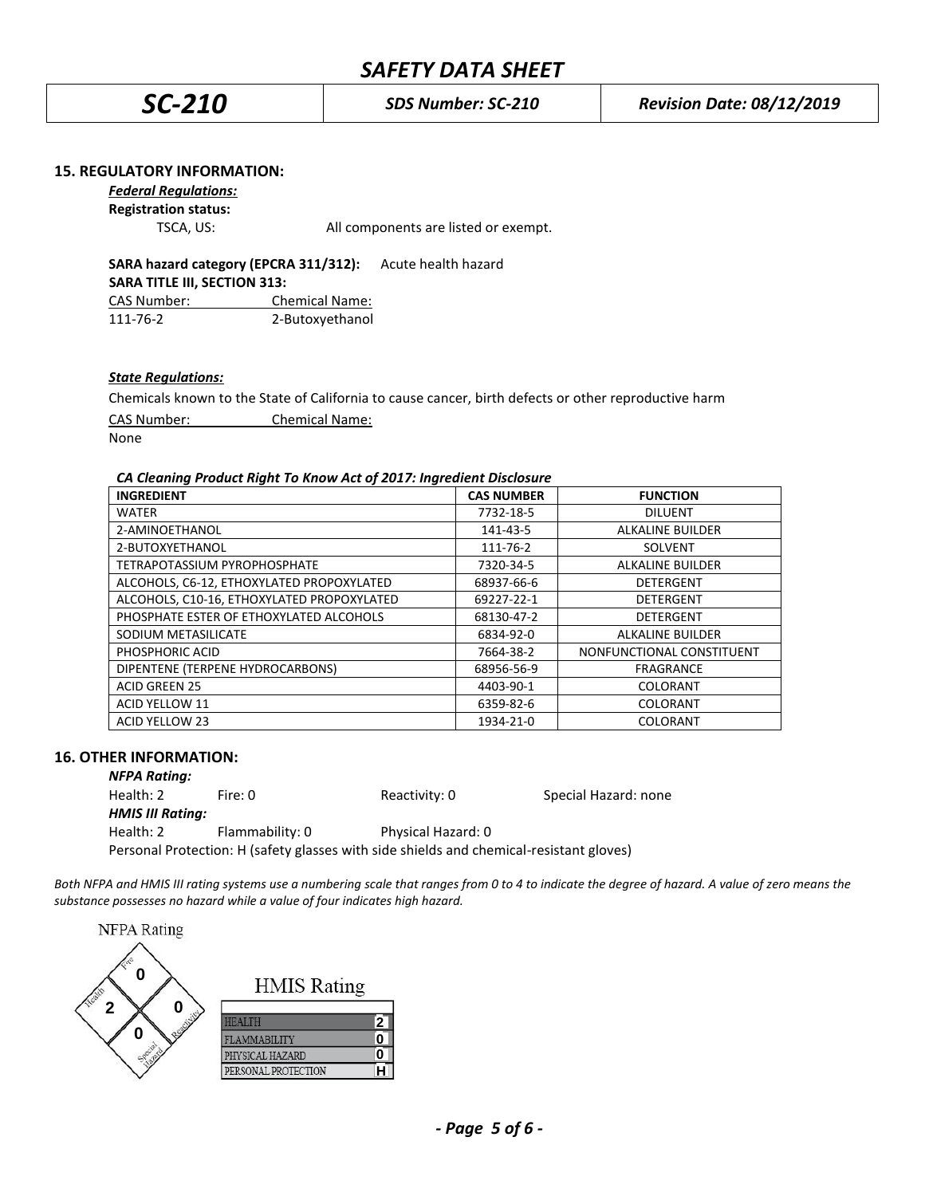## 15. REGULATORY INFORMATION:

***Federal Regulations:***

**Registration status:**

TSCA, US: All components are listed or exempt.

**SARA hazard category (EPCRA 311/312):** Acute health hazard

**SARA TITLE III, SECTION 313:**

| CAS Number: | Chemical Name: |
|---|---|
| 111-76-2 | 2-Butoxyethanol |

***State Regulations:***

Chemicals known to the State of California to cause cancer, birth defects or other reproductive harm

| CAS Number: | Chemical Name: |
|---|---|
| None | |

***CA Cleaning Product Right To Know Act of 2017: Ingredient Disclosure***

| INGREDIENT | CAS NUMBER | FUNCTION |
|---|---|---|
| WATER | 7732-18-5 | DILUENT |
| 2-AMINOETHANOL | 141-43-5 | ALKALINE BUILDER |
| 2-BUTOXYETHANOL | 111-76-2 | SOLVENT |
| TETRAPOTASSIUM PYROPHOSPHATE | 7320-34-5 | ALKALINE BUILDER |
| ALCOHOLS, C6-12, ETHOXYLATED PROPOXYLATED | 68937-66-6 | DETERGENT |
| ALCOHOLS, C10-16, ETHOXYLATED PROPOXYLATED | 69227-22-1 | DETERGENT |
| PHOSPHATE ESTER OF ETHOXYLATED ALCOHOLS | 68130-47-2 | DETERGENT |
| SODIUM METASILICATE | 6834-92-0 | ALKALINE BUILDER |
| PHOSPHORIC ACID | 7664-38-2 | NONFUNCTIONAL CONSTITUENT |
| DIPENTENE (TERPENE HYDROCARBONS) | 68956-56-9 | FRAGRANCE |
| ACID GREEN 25 | 4403-90-1 | COLORANT |
| ACID YELLOW 11 | 6359-82-6 | COLORANT |
| ACID YELLOW 23 | 1934-21-0 | COLORANT |

## 16. OTHER INFORMATION:

***NFPA Rating:***

Health: 2 Fire: 0 Reactivity: 0 Special Hazard: none

***HMIS III Rating:***

Health: 2 Flammability: 0 Physical Hazard: 0

Personal Protection: H (safety glasses with side shields and chemical-resistant gloves)

*Both NFPA and HMIS III rating systems use a numbering scale that ranges from 0 to 4 to indicate the degree of hazard. A value of zero means the substance possesses no hazard while a value of four indicates high hazard.*

NFPA Rating

| Health | Fire | Reactivity | Special Hazard |
|---|---|---|---|
| 2 | 0 | 0 | 0 |

HMIS Rating

| | |
|---|---|
| HEALTH | 2 |
| FLAMMABILITY | 0 |
| PHYSICAL HAZARD | 0 |
| PERSONAL PROTECTION | H |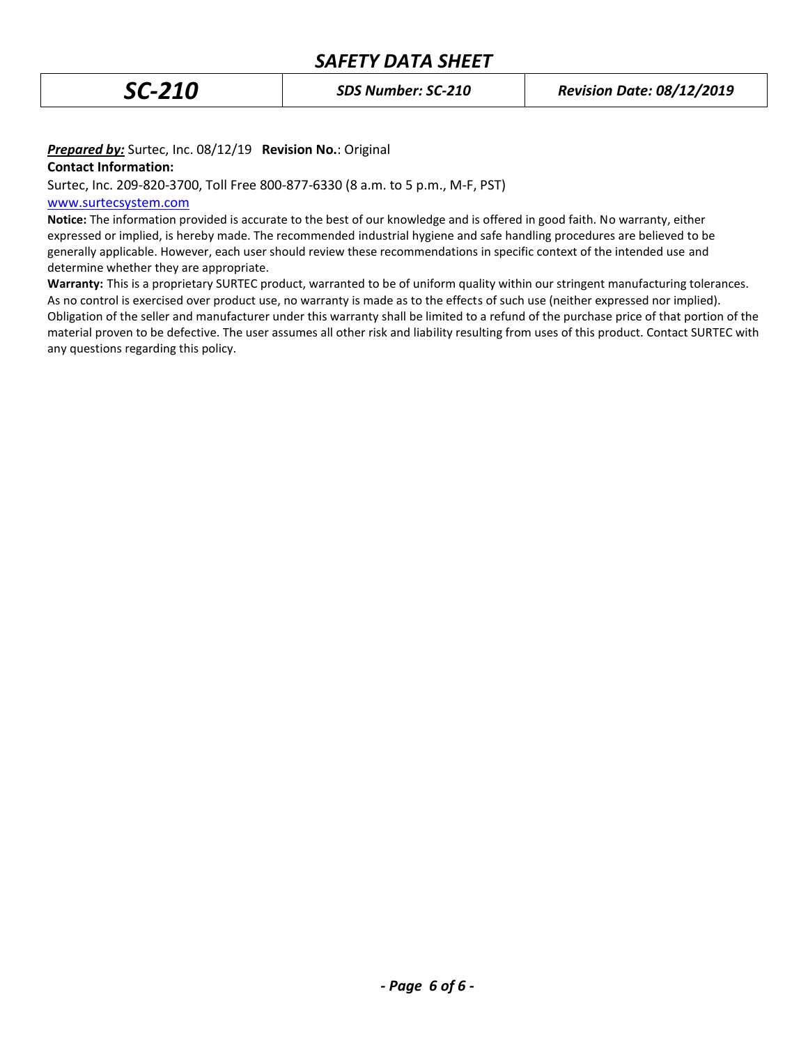***Prepared by:*** Surtec, Inc. 08/12/19 **Revision No.**: Original

**Contact Information:**

Surtec, Inc. 209-820-3700, Toll Free 800-877-6330 (8 a.m. to 5 p.m., M-F, PST)

www.surtecsystem.com

**Notice:** The information provided is accurate to the best of our knowledge and is offered in good faith. No warranty, either expressed or implied, is hereby made. The recommended industrial hygiene and safe handling procedures are believed to be generally applicable. However, each user should review these recommendations in specific context of the intended use and determine whether they are appropriate.

**Warranty:** This is a proprietary SURTEC product, warranted to be of uniform quality within our stringent manufacturing tolerances. As no control is exercised over product use, no warranty is made as to the effects of such use (neither expressed nor implied). Obligation of the seller and manufacturer under this warranty shall be limited to a refund of the purchase price of that portion of the material proven to be defective. The user assumes all other risk and liability resulting from uses of this product. Contact SURTEC with any questions regarding this policy.